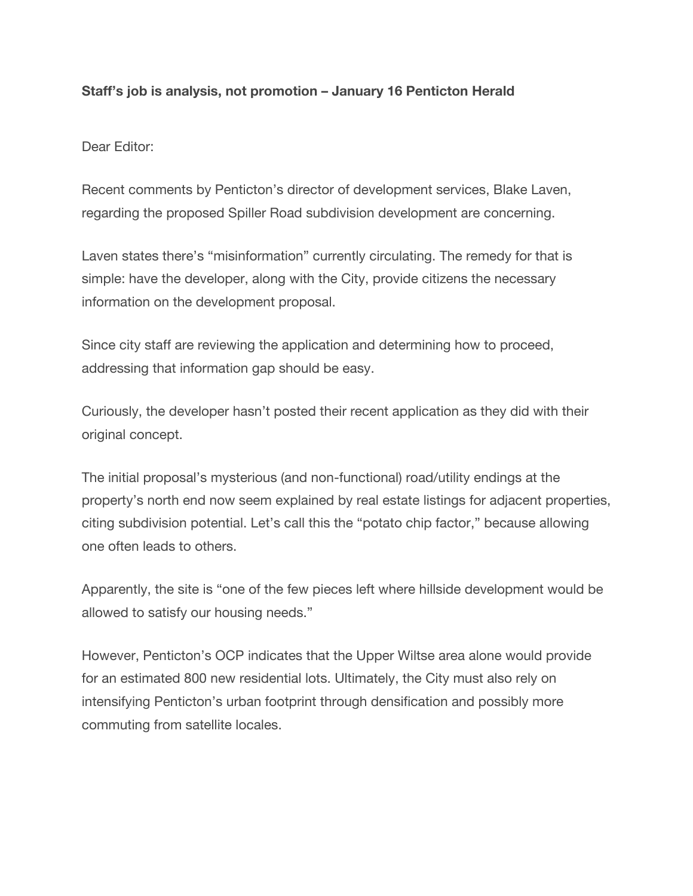**Staff's job is analysis, not promotion – January 16 Penticton Herald**

Dear Editor:

Recent comments by Penticton's director of development services, Blake Laven, regarding the proposed Spiller Road subdivision development are concerning.

Laven states there's "misinformation" currently circulating. The remedy for that is simple: have the developer, along with the City, provide citizens the necessary information on the development proposal.

Since city staff are reviewing the application and determining how to proceed, addressing that information gap should be easy.

Curiously, the developer hasn't posted their recent application as they did with their original concept.

The initial proposal's mysterious (and non-functional) road/utility endings at the property's north end now seem explained by real estate listings for adjacent properties, citing subdivision potential. Let's call this the "potato chip factor," because allowing one often leads to others.

Apparently, the site is "one of the few pieces left where hillside development would be allowed to satisfy our housing needs."

However, Penticton's OCP indicates that the Upper Wiltse area alone would provide for an estimated 800 new residential lots. Ultimately, the City must also rely on intensifying Penticton's urban footprint through densification and possibly more commuting from satellite locales.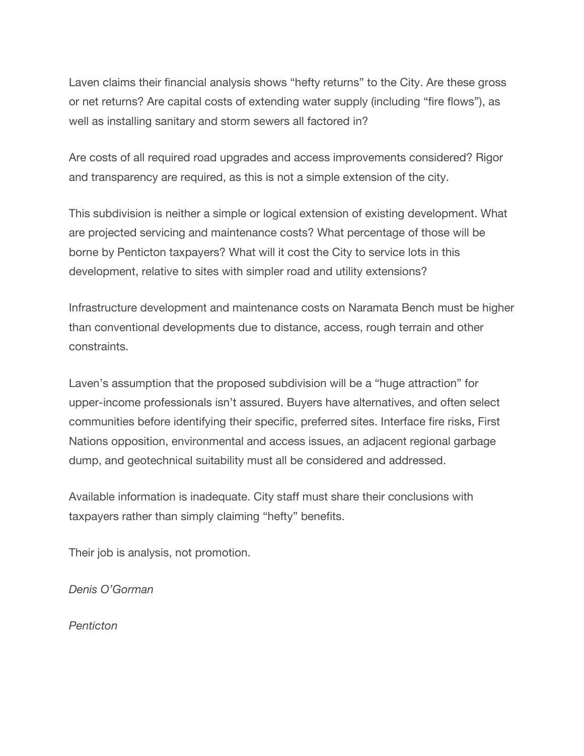Laven claims their financial analysis shows "hefty returns" to the City. Are these gross or net returns? Are capital costs of extending water supply (including "fire flows"), as well as installing sanitary and storm sewers all factored in?

Are costs of all required road upgrades and access improvements considered? Rigor and transparency are required, as this is not a simple extension of the city.

This subdivision is neither a simple or logical extension of existing development. What are projected servicing and maintenance costs? What percentage of those will be borne by Penticton taxpayers? What will it cost the City to service lots in this development, relative to sites with simpler road and utility extensions?

Infrastructure development and maintenance costs on Naramata Bench must be higher than conventional developments due to distance, access, rough terrain and other constraints.

Laven's assumption that the proposed subdivision will be a "huge attraction" for upper-income professionals isn't assured. Buyers have alternatives, and often select communities before identifying their specific, preferred sites. Interface fire risks, First Nations opposition, environmental and access issues, an adjacent regional garbage dump, and geotechnical suitability must all be considered and addressed.

Available information is inadequate. City staff must share their conclusions with taxpayers rather than simply claiming "hefty" benefits.

Their job is analysis, not promotion.

*Denis O'Gorman*

*Penticton*